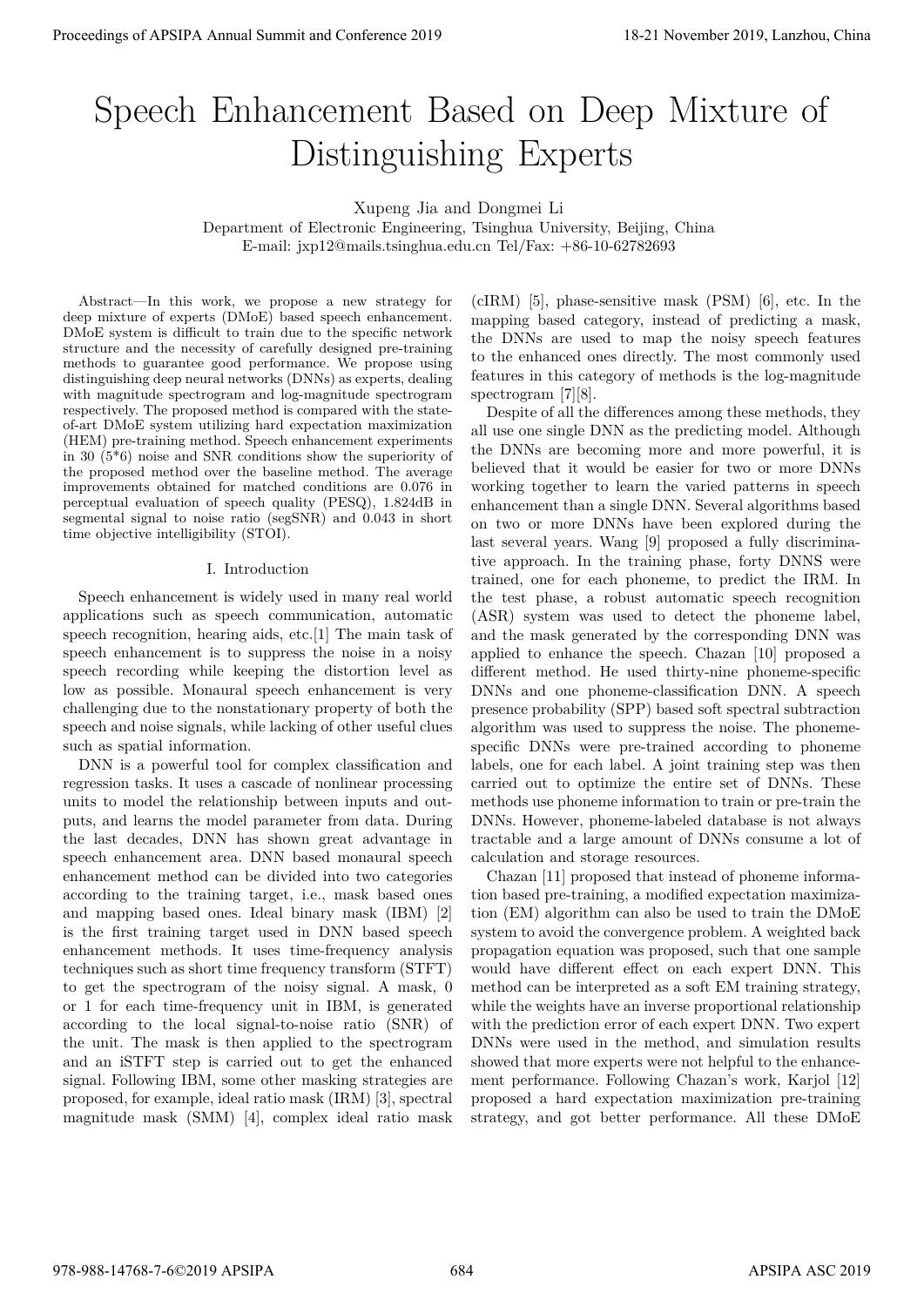# Speech Enhancement Based on Deep Mixture of Distinguishing Experts

Xupeng Jia and Dongmei Li

Department of Electronic Engineering, Tsinghua University, Beijing, China

E-mail: jxp12@mails.tsinghua.edu.cn Tel/Fax: +86-10-62782693

*Abstract*—In this work, we propose a new strategy for deep mixture of experts (DMoE) based speech enhancement. DMoE system is difficult to train due to the specific network structure and the necessity of carefully designed pre-training methods to guarantee good performance. We propose using distinguishing deep neural networks (DNNs) as experts, dealing with magnitude spectrogram and log-magnitude spectrogram respectively. The proposed method is compared with the state-of-art DMoE system utilizing hard expectation maximization (HEM) pre-training method. Speech enhancement experiments in 30 (5*6) noise and SNR conditions show the superiority of the proposed method over the baseline method. The average improvements obtained for matched conditions are 0.076 in perceptual evaluation of speech quality (PESQ), 1.824dB in segmental signal to noise ratio (segSNR) and 0.043 in short time objective intelligibility (STOI).

## I. Introduction

Speech enhancement is widely used in many real world applications such as speech communication, automatic speech recognition, hearing aids, etc.[1] The main task of speech enhancement is to suppress the noise in a noisy speech recording while keeping the distortion level as low as possible. Monaural speech enhancement is very challenging due to the nonstationary property of both the speech and noise signals, while lacking of other useful clues such as spatial information.

DNN is a powerful tool for complex classification and regression tasks. It uses a cascade of nonlinear processing units to model the relationship between inputs and outputs, and learns the model parameter from data. During the last decades, DNN has shown great advantage in speech enhancement area. DNN based monaural speech enhancement method can be divided into two categories according to the training target, i.e., mask based ones and mapping based ones. Ideal binary mask (IBM) [2] is the first training target used in DNN based speech enhancement methods. It uses time-frequency analysis techniques such as short time frequency transform (STFT) to get the spectrogram of the noisy signal. A mask, 0 or 1 for each time-frequency unit in IBM, is generated according to the local signal-to-noise ratio (SNR) of the unit. The mask is then applied to the spectrogram and an iSTFT step is carried out to get the enhanced signal. Following IBM, some other masking strategies are proposed, for example, ideal ratio mask (IRM) [3], spectral magnitude mask (SMM) [4], complex ideal ratio mask (cIRM) [5], phase-sensitive mask (PSM) [6], etc. In the mapping based category, instead of predicting a mask, the DNNs are used to map the noisy speech features to the enhanced ones directly. The most commonly used features in this category of methods is the log-magnitude spectrogram [7][8].

Despite of all the differences among these methods, they all use one single DNN as the predicting model. Although the DNNs are becoming more and more powerful, it is believed that it would be easier for two or more DNNs working together to learn the varied patterns in speech enhancement than a single DNN. Several algorithms based on two or more DNNs have been explored during the last several years. Wang [9] proposed a fully discriminative approach. In the training phase, forty DNNS were trained, one for each phoneme, to predict the IRM. In the test phase, a robust automatic speech recognition (ASR) system was used to detect the phoneme label, and the mask generated by the corresponding DNN was applied to enhance the speech. Chazan [10] proposed a different method. He used thirty-nine phoneme-specific DNNs and one phoneme-classification DNN. A speech presence probability (SPP) based soft spectral subtraction algorithm was used to suppress the noise. The phoneme-specific DNNs were pre-trained according to phoneme labels, one for each label. A joint training step was then carried out to optimize the entire set of DNNs. These methods use phoneme information to train or pre-train the DNNs. However, phoneme-labeled database is not always tractable and a large amount of DNNs consume a lot of calculation and storage resources.

Chazan [11] proposed that instead of phoneme information based pre-training, a modified expectation maximization (EM) algorithm can also be used to train the DMoE system to avoid the convergence problem. A weighted back propagation equation was proposed, such that one sample would have different effect on each expert DNN. This method can be interpreted as a soft EM training strategy, while the weights have an inverse proportional relationship with the prediction error of each expert DNN. Two expert DNNs were used in the method, and simulation results showed that more experts were not helpful to the enhancement performance. Following Chazan's work, Karjol [12] proposed a hard expectation maximization pre-training strategy, and got better performance. All these DMoE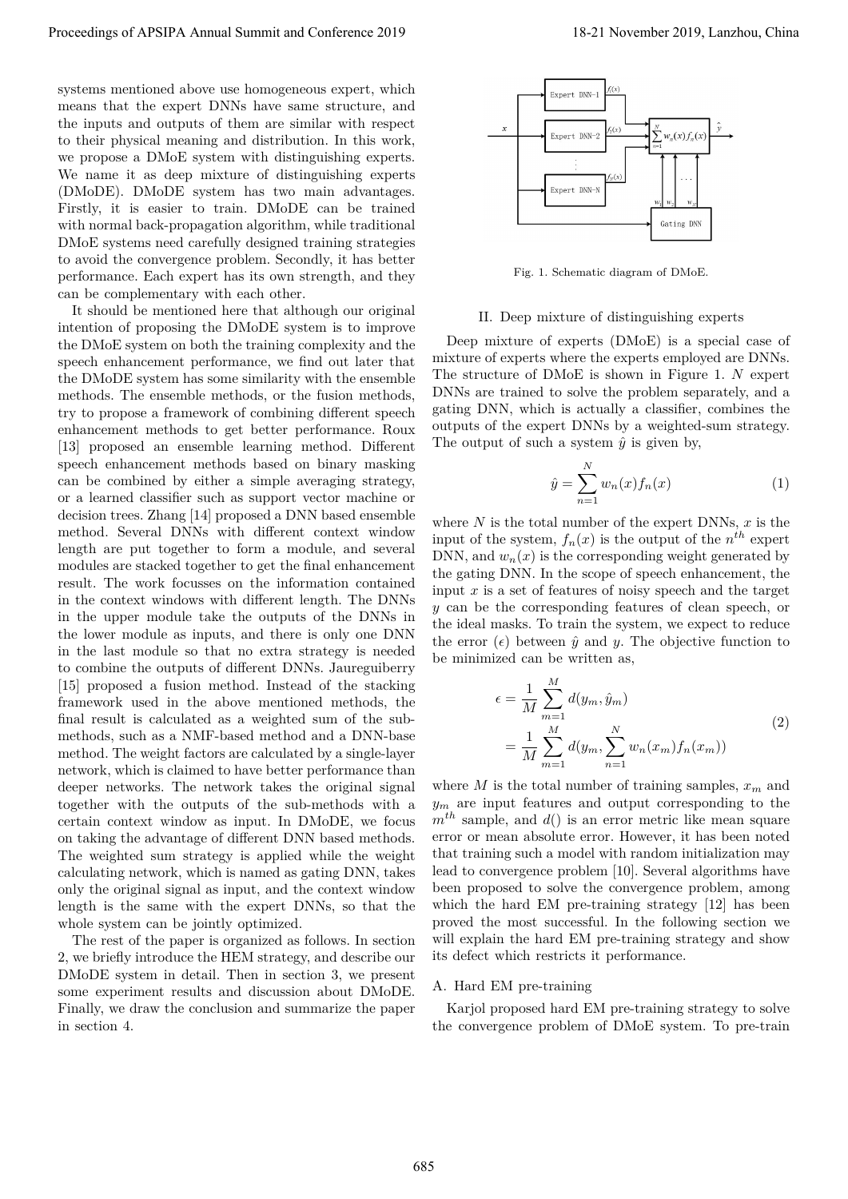systems mentioned above use homogeneous expert, which means that the expert DNNs have same structure, and the inputs and outputs of them are similar with respect to their physical meaning and distribution. In this work, we propose a DMoE system with distinguishing experts. We name it as deep mixture of distinguishing experts (DMoDE). DMoDE system has two main advantages. Firstly, it is easier to train. DMoDE can be trained with normal back-propagation algorithm, while traditional DMoE systems need carefully designed training strategies to avoid the convergence problem. Secondly, it has better performance. Each expert has its own strength, and they can be complementary with each other.

It should be mentioned here that although our original intention of proposing the DMoDE system is to improve the DMoE system on both the training complexity and the speech enhancement performance, we find out later that the DMoDE system has some similarity with the ensemble methods. The ensemble methods, or the fusion methods, try to propose a framework of combining different speech enhancement methods to get better performance. Roux [13] proposed an ensemble learning method. Different speech enhancement methods based on binary masking can be combined by either a simple averaging strategy, or a learned classifier such as support vector machine or decision trees. Zhang [14] proposed a DNN based ensemble method. Several DNNs with different context window length are put together to form a module, and several modules are stacked together to get the final enhancement result. The work focusses on the information contained in the context windows with different length. The DNNs in the upper module take the outputs of the DNNs in the lower module as inputs, and there is only one DNN in the last module so that no extra strategy is needed to combine the outputs of different DNNs. Jaureguiberry [15] proposed a fusion method. Instead of the stacking framework used in the above mentioned methods, the final result is calculated as a weighted sum of the sub-methods, such as a NMF-based method and a DNN-base method. The weight factors are calculated by a single-layer network, which is claimed to have better performance than deeper networks. The network takes the original signal together with the outputs of the sub-methods with a certain context window as input. In DMoDE, we focus on taking the advantage of different DNN based methods. The weighted sum strategy is applied while the weight calculating network, which is named as gating DNN, takes only the original signal as input, and the context window length is the same with the expert DNNs, so that the whole system can be jointly optimized.

The rest of the paper is organized as follows. In section 2, we briefly introduce the HEM strategy, and describe our DMoDE system in detail. Then in section 3, we present some experiment results and discussion about DMoDE. Finally, we draw the conclusion and summarize the paper in section 4.

Expert DNN-1
Expert DNN-2
Expert DNN-N
Gating DNN
$x$
$f_1(x)$
$f_2(x)$
$f_N(x)$
$\sum_{n=1}^{N} w_n(x)f_n(x)$
$\hat{y}$
$w_1$ $w_2$ $w_N$

Fig. 1. Schematic diagram of DMoE.

## II. Deep mixture of distinguishing experts

Deep mixture of experts (DMoE) is a special case of mixture of experts where the experts employed are DNNs. The structure of DMoE is shown in Figure 1. $N$ expert DNNs are trained to solve the problem separately, and a gating DNN, which is actually a classifier, combines the outputs of the expert DNNs by a weighted-sum strategy. The output of such a system $\hat{y}$ is given by,

$$\hat{y} = \sum_{n=1}^{N} w_n(x) f_n(x) \tag{1}$$

where $N$ is the total number of the expert DNNs, $x$ is the input of the system, $f_n(x)$ is the output of the $n^{th}$ expert DNN, and $w_n(x)$ is the corresponding weight generated by the gating DNN. In the scope of speech enhancement, the input $x$ is a set of features of noisy speech and the target $y$ can be the corresponding features of clean speech, or the ideal masks. To train the system, we expect to reduce the error ($\epsilon$) between $\hat{y}$ and $y$. The objective function to be minimized can be written as,

$$\begin{aligned}\epsilon &= \frac{1}{M}\sum_{m=1}^{M} d(y_m, \hat{y}_m) \\ &= \frac{1}{M}\sum_{m=1}^{M} d(y_m, \sum_{n=1}^{N} w_n(x_m) f_n(x_m))\end{aligned} \tag{2}$$

where $M$ is the total number of training samples, $x_m$ and $y_m$ are input features and output corresponding to the $m^{th}$ sample, and $d()$ is an error metric like mean square error or mean absolute error. However, it has been noted that training such a model with random initialization may lead to convergence problem [10]. Several algorithms have been proposed to solve the convergence problem, among which the hard EM pre-training strategy [12] has been proved the most successful. In the following section we will explain the hard EM pre-training strategy and show its defect which restricts it performance.

### A. Hard EM pre-training

Karjol proposed hard EM pre-training strategy to solve the convergence problem of DMoE system. To pre-train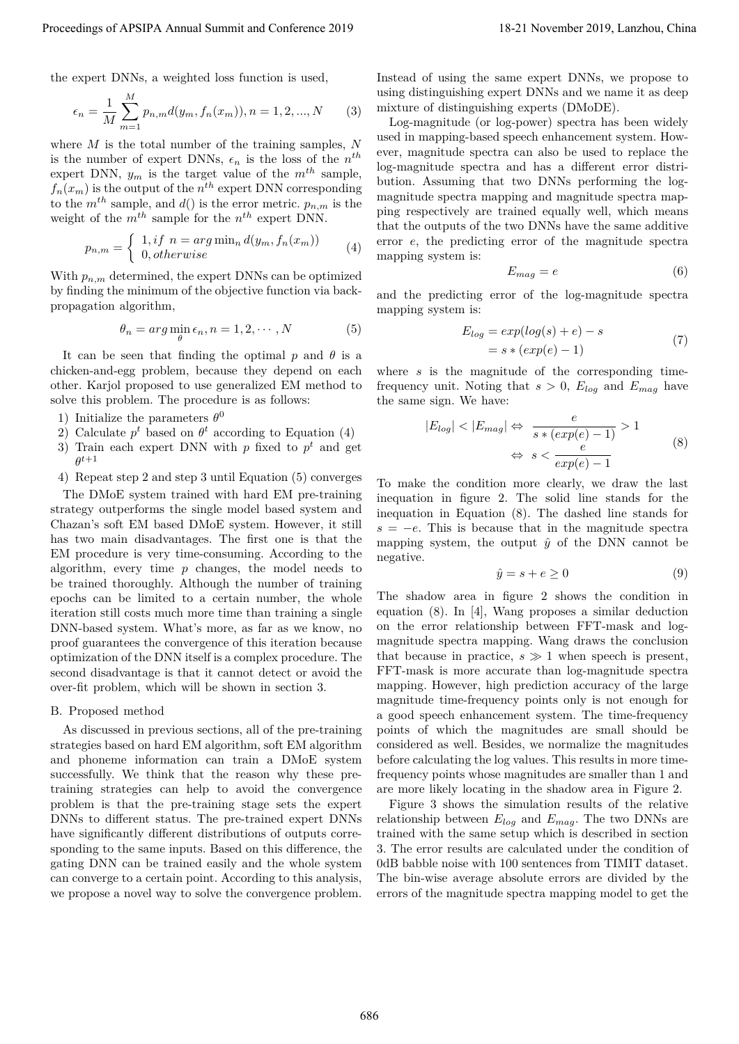the expert DNNs, a weighted loss function is used,

$$\epsilon_n = \frac{1}{M}\sum_{m=1}^{M} p_{n,m} d(y_m, f_n(x_m)), n = 1, 2, ..., N \quad (3)$$

where $M$ is the total number of the training samples, $N$ is the number of expert DNNs, $\epsilon_n$ is the loss of the $n^{th}$ expert DNN, $y_m$ is the target value of the $m^{th}$ sample, $f_n(x_m)$ is the output of the $n^{th}$ expert DNN corresponding to the $m^{th}$ sample, and $d()$ is the error metric. $p_{n,m}$ is the weight of the $m^{th}$ sample for the $n^{th}$ expert DNN.

$$p_{n,m} = \begin{cases} 1, if\ n = arg\min_n d(y_m, f_n(x_m)) \\ 0, otherwise \end{cases} \quad (4)$$

With $p_{n,m}$ determined, the expert DNNs can be optimized by finding the minimum of the objective function via back-propagation algorithm,

$$\theta_n = arg\min_{\theta} \epsilon_n, n = 1, 2, \cdots, N \quad (5)$$

It can be seen that finding the optimal $p$ and $\theta$ is a chicken-and-egg problem, because they depend on each other. Karjol proposed to use generalized EM method to solve this problem. The procedure is as follows:

1) Initialize the parameters $\theta^0$
2) Calculate $p^t$ based on $\theta^t$ according to Equation (4)
3) Train each expert DNN with $p$ fixed to $p^t$ and get $\theta^{t+1}$
4) Repeat step 2 and step 3 until Equation (5) converges

The DMoE system trained with hard EM pre-training strategy outperforms the single model based system and Chazan's soft EM based DMoE system. However, it still has two main disadvantages. The first one is that the EM procedure is very time-consuming. According to the algorithm, every time $p$ changes, the model needs to be trained thoroughly. Although the number of training epochs can be limited to a certain number, the whole iteration still costs much more time than training a single DNN-based system. What's more, as far as we know, no proof guarantees the convergence of this iteration because optimization of the DNN itself is a complex procedure. The second disadvantage is that it cannot detect or avoid the over-fit problem, which will be shown in section 3.

## B. Proposed method

As discussed in previous sections, all of the pre-training strategies based on hard EM algorithm, soft EM algorithm and phoneme information can train a DMoE system successfully. We think that the reason why these pre-training strategies can help to avoid the convergence problem is that the pre-training stage sets the expert DNNs to different status. The pre-trained expert DNNs have significantly different distributions of outputs corresponding to the same inputs. Based on this difference, the gating DNN can be trained easily and the whole system can converge to a certain point. According to this analysis, we propose a novel way to solve the convergence problem. Instead of using the same expert DNNs, we propose to using distinguishing expert DNNs and we name it as deep mixture of distinguishing experts (DMoDE).

Log-magnitude (or log-power) spectra has been widely used in mapping-based speech enhancement system. However, magnitude spectra can also be used to replace the log-magnitude spectra and has a different error distribution. Assuming that two DNNs performing the log-magnitude spectra mapping and magnitude spectra mapping respectively are trained equally well, which means that the outputs of the two DNNs have the same additive error $e$, the predicting error of the magnitude spectra mapping system is:

$$E_{mag} = e \quad (6)$$

and the predicting error of the log-magnitude spectra mapping system is:

$$\begin{aligned} E_{log} &= exp(log(s) + e) - s \\ &= s * (exp(e) - 1) \end{aligned} \quad (7)$$

where $s$ is the magnitude of the corresponding time-frequency unit. Noting that $s > 0$, $E_{log}$ and $E_{mag}$ have the same sign. We have:

$$\begin{aligned} |E_{log}| < |E_{mag}| &\Leftrightarrow \frac{e}{s * (exp(e) - 1)} > 1 \\ &\Leftrightarrow s < \frac{e}{exp(e) - 1} \end{aligned} \quad (8)$$

To make the condition more clearly, we draw the last inequation in figure 2. The solid line stands for the inequation in Equation (8). The dashed line stands for $s = -e$. This is because that in the magnitude spectra mapping system, the output $\hat{y}$ of the DNN cannot be negative.

$$\hat{y} = s + e \geq 0 \quad (9)$$

The shadow area in figure 2 shows the condition in equation (8). In [4], Wang proposes a similar deduction on the error relationship between FFT-mask and log-magnitude spectra mapping. Wang draws the conclusion that because in practice, $s \gg 1$ when speech is present, FFT-mask is more accurate than log-magnitude spectra mapping. However, high prediction accuracy of the large magnitude time-frequency points only is not enough for a good speech enhancement system. The time-frequency points of which the magnitudes are small should be considered as well. Besides, we normalize the magnitudes before calculating the log values. This results in more time-frequency points whose magnitudes are smaller than 1 and are more likely locating in the shadow area in Figure 2.

Figure 3 shows the simulation results of the relative relationship between $E_{log}$ and $E_{mag}$. The two DNNs are trained with the same setup which is described in section 3. The error results are calculated under the condition of 0dB babble noise with 100 sentences from TIMIT dataset. The bin-wise average absolute errors are divided by the errors of the magnitude spectra mapping model to get the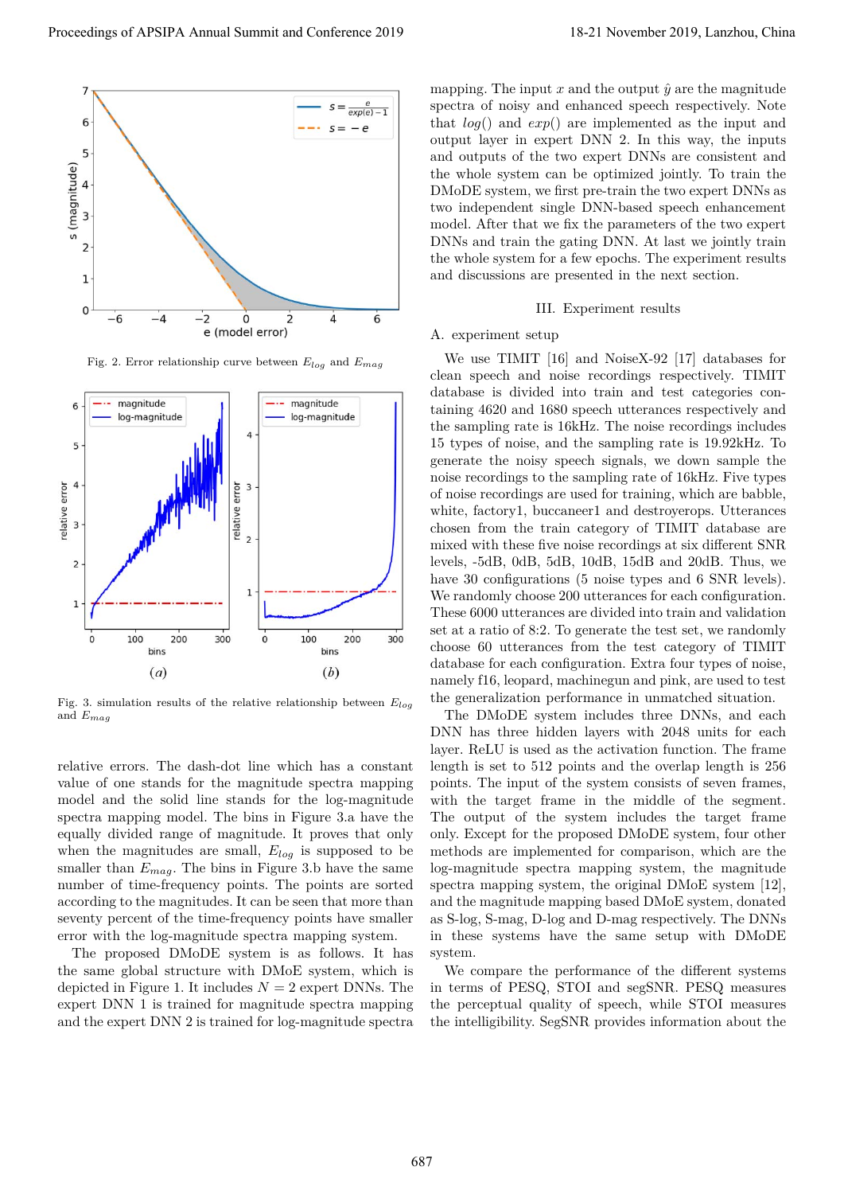Fig. 2. Error relationship curve between $E_{log}$ and $E_{mag}$

Fig. 3. simulation results of the relative relationship between $E_{log}$ and $E_{mag}$

relative errors. The dash-dot line which has a constant value of one stands for the magnitude spectra mapping model and the solid line stands for the log-magnitude spectra mapping model. The bins in Figure 3.a have the equally divided range of magnitude. It proves that only when the magnitudes are small, $E_{log}$ is supposed to be smaller than $E_{mag}$. The bins in Figure 3.b have the same number of time-frequency points. The points are sorted according to the magnitudes. It can be seen that more than seventy percent of the time-frequency points have smaller error with the log-magnitude spectra mapping system.

The proposed DMoDE system is as follows. It has the same global structure with DMoE system, which is depicted in Figure 1. It includes $N = 2$ expert DNNs. The expert DNN 1 is trained for magnitude spectra mapping and the expert DNN 2 is trained for log-magnitude spectra mapping. The input $x$ and the output $\hat{y}$ are the magnitude spectra of noisy and enhanced speech respectively. Note that $log()$ and $exp()$ are implemented as the input and output layer in expert DNN 2. In this way, the inputs and outputs of the two expert DNNs are consistent and the whole system can be optimized jointly. To train the DMoDE system, we first pre-train the two expert DNNs as two independent single DNN-based speech enhancement model. After that we fix the parameters of the two expert DNNs and train the gating DNN. At last we jointly train the whole system for a few epochs. The experiment results and discussions are presented in the next section.

## III. Experiment results

### A. experiment setup

We use TIMIT [16] and NoiseX-92 [17] databases for clean speech and noise recordings respectively. TIMIT database is divided into train and test categories containing 4620 and 1680 speech utterances respectively and the sampling rate is 16kHz. The noise recordings includes 15 types of noise, and the sampling rate is 19.92kHz. To generate the noisy speech signals, we down sample the noise recordings to the sampling rate of 16kHz. Five types of noise recordings are used for training, which are babble, white, factory1, buccaneer1 and destroyerops. Utterances chosen from the train category of TIMIT database are mixed with these five noise recordings at six different SNR levels, -5dB, 0dB, 5dB, 10dB, 15dB and 20dB. Thus, we have 30 configurations (5 noise types and 6 SNR levels). We randomly choose 200 utterances for each configuration. These 6000 utterances are divided into train and validation set at a ratio of 8:2. To generate the test set, we randomly choose 60 utterances from the test category of TIMIT database for each configuration. Extra four types of noise, namely f16, leopard, machinegun and pink, are used to test the generalization performance in unmatched situation.

The DMoDE system includes three DNNs, and each DNN has three hidden layers with 2048 units for each layer. ReLU is used as the activation function. The frame length is set to 512 points and the overlap length is 256 points. The input of the system consists of seven frames, with the target frame in the middle of the segment. The output of the system includes the target frame only. Except for the proposed DMoDE system, four other methods are implemented for comparison, which are the log-magnitude spectra mapping system, the magnitude spectra mapping system, the original DMoE system [12], and the magnitude mapping based DMoE system, donated as S-log, S-mag, D-log and D-mag respectively. The DNNs in these systems have the same setup with DMoDE system.

We compare the performance of the different systems in terms of PESQ, STOI and segSNR. PESQ measures the perceptual quality of speech, while STOI measures the intelligibility. SegSNR provides information about the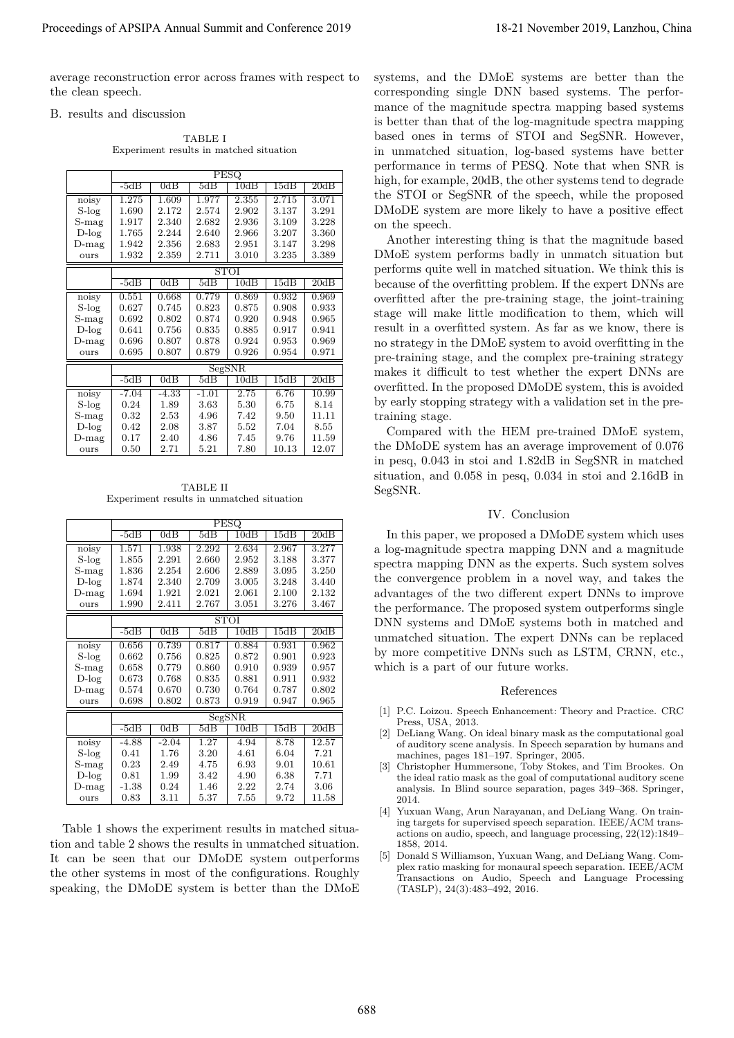average reconstruction error across frames with respect to the clean speech.

### B. results and discussion

TABLE I
Experiment results in matched situation

| | PESQ | | | | | |
|---|---|---|---|---|---|---|
| | -5dB | 0dB | 5dB | 10dB | 15dB | 20dB |
| noisy | 1.275 | 1.609 | 1.977 | 2.355 | 2.715 | 3.071 |
| S-log | 1.690 | 2.172 | 2.574 | 2.902 | 3.137 | 3.291 |
| S-mag | 1.917 | 2.340 | 2.682 | 2.936 | 3.109 | 3.228 |
| D-log | 1.765 | 2.244 | 2.640 | 2.966 | 3.207 | 3.360 |
| D-mag | 1.942 | 2.356 | 2.683 | 2.951 | 3.147 | 3.298 |
| ours | 1.932 | 2.359 | 2.711 | 3.010 | 3.235 | 3.389 |
| | STOI | | | | | |
| | -5dB | 0dB | 5dB | 10dB | 15dB | 20dB |
| noisy | 0.551 | 0.668 | 0.779 | 0.869 | 0.932 | 0.969 |
| S-log | 0.627 | 0.745 | 0.823 | 0.875 | 0.908 | 0.933 |
| S-mag | 0.692 | 0.802 | 0.874 | 0.920 | 0.948 | 0.965 |
| D-log | 0.641 | 0.756 | 0.835 | 0.885 | 0.917 | 0.941 |
| D-mag | 0.696 | 0.807 | 0.878 | 0.924 | 0.953 | 0.969 |
| ours | 0.695 | 0.807 | 0.879 | 0.926 | 0.954 | 0.971 |
| | SegSNR | | | | | |
| | -5dB | 0dB | 5dB | 10dB | 15dB | 20dB |
| noisy | -7.04 | -4.33 | -1.01 | 2.75 | 6.76 | 10.99 |
| S-log | 0.24 | 1.89 | 3.63 | 5.30 | 6.75 | 8.14 |
| S-mag | 0.32 | 2.53 | 4.96 | 7.42 | 9.50 | 11.11 |
| D-log | 0.42 | 2.08 | 3.87 | 5.52 | 7.04 | 8.55 |
| D-mag | 0.17 | 2.40 | 4.86 | 7.45 | 9.76 | 11.59 |
| ours | 0.50 | 2.71 | 5.21 | 7.80 | 10.13 | 12.07 |

TABLE II
Experiment results in unmatched situation

| | PESQ | | | | | |
|---|---|---|---|---|---|---|
| | -5dB | 0dB | 5dB | 10dB | 15dB | 20dB |
| noisy | 1.571 | 1.938 | 2.292 | 2.634 | 2.967 | 3.277 |
| S-log | 1.855 | 2.291 | 2.660 | 2.952 | 3.188 | 3.377 |
| S-mag | 1.836 | 2.254 | 2.606 | 2.889 | 3.095 | 3.250 |
| D-log | 1.874 | 2.340 | 2.709 | 3.005 | 3.248 | 3.440 |
| D-mag | 1.694 | 1.921 | 2.021 | 2.061 | 2.100 | 2.132 |
| ours | 1.990 | 2.411 | 2.767 | 3.051 | 3.276 | 3.467 |
| | STOI | | | | | |
| | -5dB | 0dB | 5dB | 10dB | 15dB | 20dB |
| noisy | 0.656 | 0.739 | 0.817 | 0.884 | 0.931 | 0.962 |
| S-log | 0.662 | 0.756 | 0.825 | 0.872 | 0.901 | 0.923 |
| S-mag | 0.658 | 0.779 | 0.860 | 0.910 | 0.939 | 0.957 |
| D-log | 0.673 | 0.768 | 0.835 | 0.881 | 0.911 | 0.932 |
| D-mag | 0.574 | 0.670 | 0.730 | 0.764 | 0.787 | 0.802 |
| ours | 0.698 | 0.802 | 0.873 | 0.919 | 0.947 | 0.965 |
| | SegSNR | | | | | |
| | -5dB | 0dB | 5dB | 10dB | 15dB | 20dB |
| noisy | -4.88 | -2.04 | 1.27 | 4.94 | 8.78 | 12.57 |
| S-log | 0.41 | 1.76 | 3.20 | 4.61 | 6.04 | 7.21 |
| S-mag | 0.23 | 2.49 | 4.75 | 6.93 | 9.01 | 10.61 |
| D-log | 0.81 | 1.99 | 3.42 | 4.90 | 6.38 | 7.71 |
| D-mag | -1.38 | 0.24 | 1.46 | 2.22 | 2.74 | 3.06 |
| ours | 0.83 | 3.11 | 5.37 | 7.55 | 9.72 | 11.58 |

Table 1 shows the experiment results in matched situation and table 2 shows the results in unmatched situation. It can be seen that our DMoDE system outperforms the other systems in most of the configurations. Roughly speaking, the DMoDE system is better than the DMoE systems, and the DMoE systems are better than the corresponding single DNN based systems. The performance of the magnitude spectra mapping based systems is better than that of the log-magnitude spectra mapping based ones in terms of STOI and SegSNR. However, in unmatched situation, log-based systems have better performance in terms of PESQ. Note that when SNR is high, for example, 20dB, the other systems tend to degrade the STOI or SegSNR of the speech, while the proposed DMoDE system are more likely to have a positive effect on the speech.

Another interesting thing is that the magnitude based DMoE system performs badly in unmatch situation but performs quite well in matched situation. We think this is because of the overfitting problem. If the expert DNNs are overfitted after the pre-training stage, the joint-training stage will make little modification to them, which will result in a overfitted system. As far as we know, there is no strategy in the DMoE system to avoid overfitting in the pre-training stage, and the complex pre-training strategy makes it difficult to test whether the expert DNNs are overfitted. In the proposed DMoDE system, this is avoided by early stopping strategy with a validation set in the pre-training stage.

Compared with the HEM pre-trained DMoE system, the DMoDE system has an average improvement of 0.076 in pesq, 0.043 in stoi and 1.82dB in SegSNR in matched situation, and 0.058 in pesq, 0.034 in stoi and 2.16dB in SegSNR.

## IV. Conclusion

In this paper, we proposed a DMoDE system which uses a log-magnitude spectra mapping DNN and a magnitude spectra mapping DNN as the experts. Such system solves the convergence problem in a novel way, and takes the advantages of the two different expert DNNs to improve the performance. The proposed system outperforms single DNN systems and DMoE systems both in matched and unmatched situation. The expert DNNs can be replaced by more competitive DNNs such as LSTM, CRNN, etc., which is a part of our future works.

## References

[1] P.C. Loizou. Speech Enhancement: Theory and Practice. CRC Press, USA, 2013.

[2] DeLiang Wang. On ideal binary mask as the computational goal of auditory scene analysis. In Speech separation by humans and machines, pages 181–197. Springer, 2005.

[3] Christopher Hummersone, Toby Stokes, and Tim Brookes. On the ideal ratio mask as the goal of computational auditory scene analysis. In Blind source separation, pages 349–368. Springer, 2014.

[4] Yuxuan Wang, Arun Narayanan, and DeLiang Wang. On training targets for supervised speech separation. IEEE/ACM transactions on audio, speech, and language processing, 22(12):1849–1858, 2014.

[5] Donald S Williamson, Yuxuan Wang, and DeLiang Wang. Complex ratio masking for monaural speech separation. IEEE/ACM Transactions on Audio, Speech and Language Processing (TASLP), 24(3):483–492, 2016.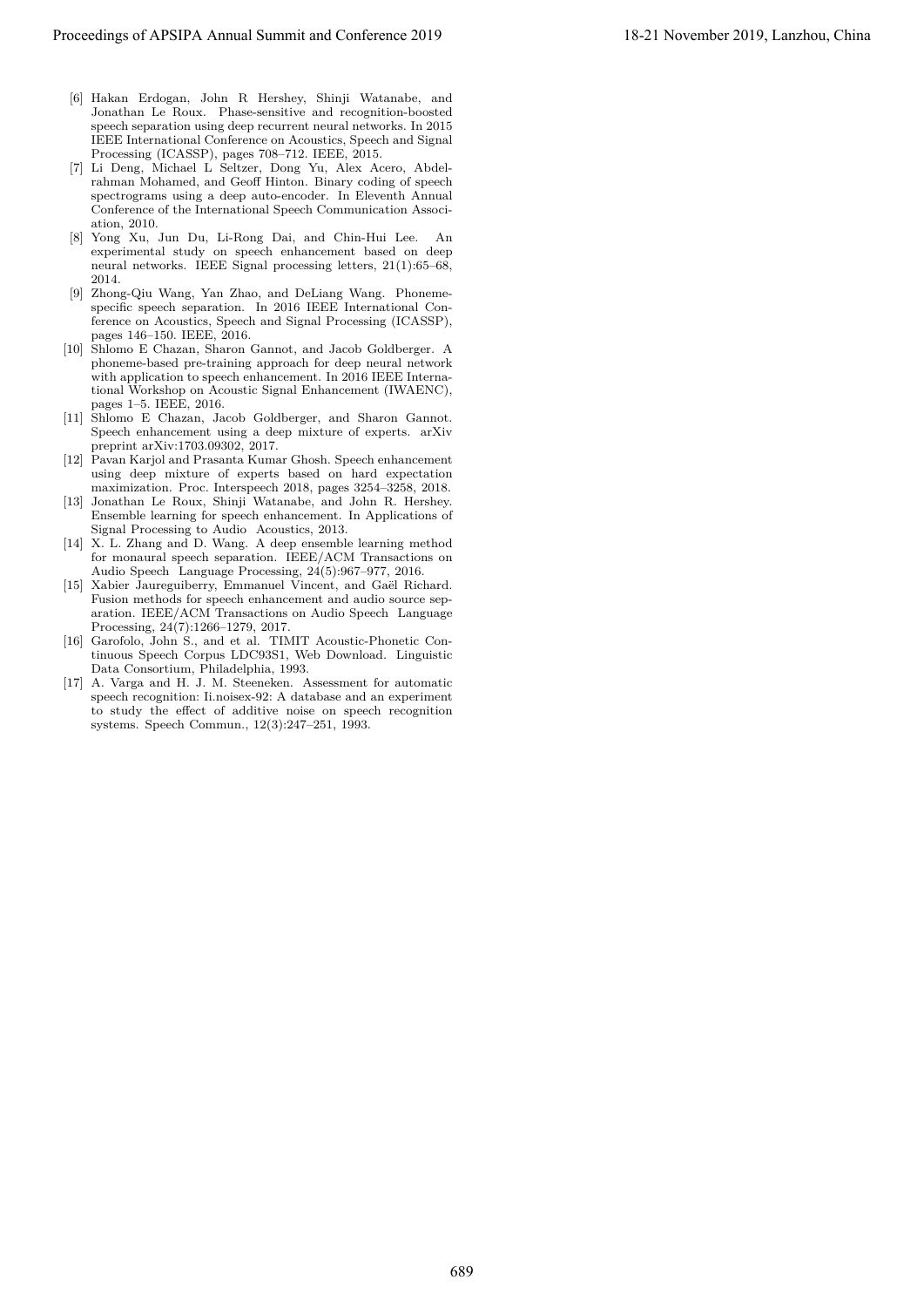[6] Hakan Erdogan, John R Hershey, Shinji Watanabe, and Jonathan Le Roux. Phase-sensitive and recognition-boosted speech separation using deep recurrent neural networks. In 2015 IEEE International Conference on Acoustics, Speech and Signal Processing (ICASSP), pages 708–712. IEEE, 2015.

[7] Li Deng, Michael L Seltzer, Dong Yu, Alex Acero, Abdelrahman Mohamed, and Geoff Hinton. Binary coding of speech spectrograms using a deep auto-encoder. In Eleventh Annual Conference of the International Speech Communication Association, 2010.

[8] Yong Xu, Jun Du, Li-Rong Dai, and Chin-Hui Lee. An experimental study on speech enhancement based on deep neural networks. IEEE Signal processing letters, 21(1):65–68, 2014.

[9] Zhong-Qiu Wang, Yan Zhao, and DeLiang Wang. Phoneme-specific speech separation. In 2016 IEEE International Conference on Acoustics, Speech and Signal Processing (ICASSP), pages 146–150. IEEE, 2016.

[10] Shlomo E Chazan, Sharon Gannot, and Jacob Goldberger. A phoneme-based pre-training approach for deep neural network with application to speech enhancement. In 2016 IEEE International Workshop on Acoustic Signal Enhancement (IWAENC), pages 1–5. IEEE, 2016.

[11] Shlomo E Chazan, Jacob Goldberger, and Sharon Gannot. Speech enhancement using a deep mixture of experts. arXiv preprint arXiv:1703.09302, 2017.

[12] Pavan Karjol and Prasanta Kumar Ghosh. Speech enhancement using deep mixture of experts based on hard expectation maximization. Proc. Interspeech 2018, pages 3254–3258, 2018.

[13] Jonathan Le Roux, Shinji Watanabe, and John R. Hershey. Ensemble learning for speech enhancement. In Applications of Signal Processing to Audio Acoustics, 2013.

[14] X. L. Zhang and D. Wang. A deep ensemble learning method for monaural speech separation. IEEE/ACM Transactions on Audio Speech Language Processing, 24(5):967–977, 2016.

[15] Xabier Jaureguiberry, Emmanuel Vincent, and Gaël Richard. Fusion methods for speech enhancement and audio source separation. IEEE/ACM Transactions on Audio Speech Language Processing, 24(7):1266–1279, 2017.

[16] Garofolo, John S., and et al. TIMIT Acoustic-Phonetic Continuous Speech Corpus LDC93S1, Web Download. Linguistic Data Consortium, Philadelphia, 1993.

[17] A. Varga and H. J. M. Steeneken. Assessment for automatic speech recognition: Ii.noisex-92: A database and an experiment to study the effect of additive noise on speech recognition systems. Speech Commun., 12(3):247–251, 1993.